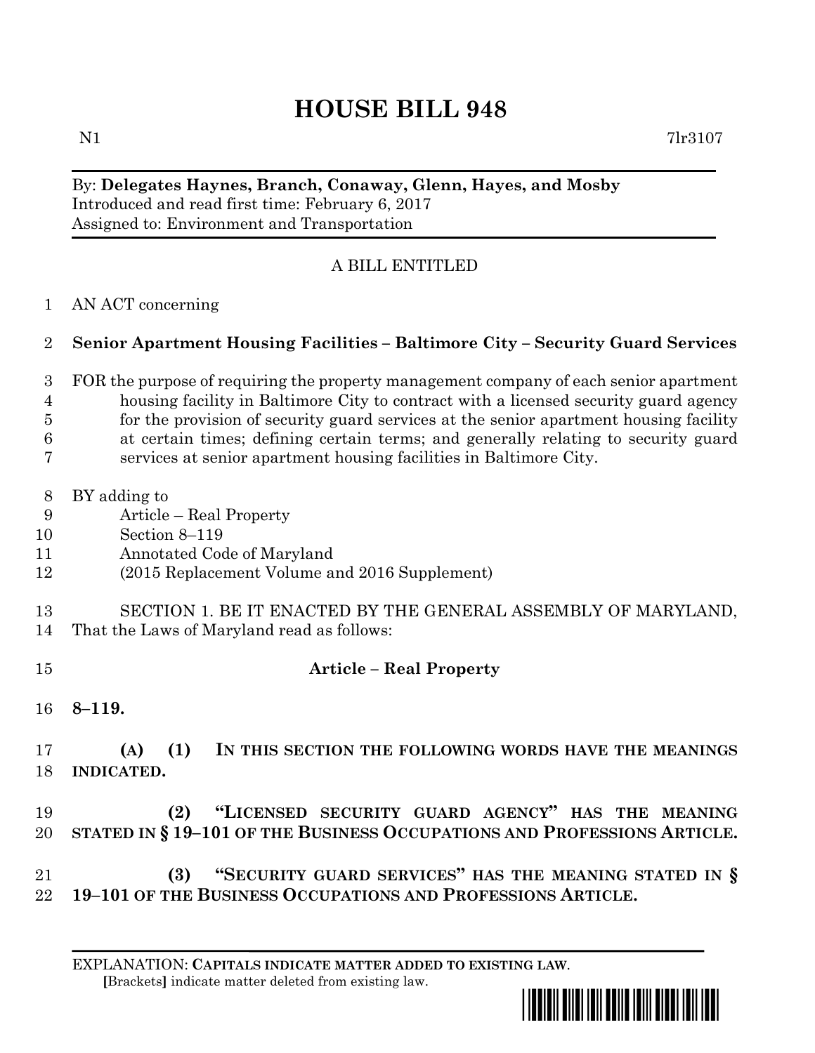# HOUSE BILL 948

N1 7lr3107

By: **Delegates Haynes, Branch, Conaway, Glenn, Hayes, and Mosby**
Introduced and read first time: February 6, 2017
Assigned to: Environment and Transportation

A BILL ENTITLED

1 AN ACT concerning

2 **Senior Apartment Housing Facilities – Baltimore City – Security Guard Services**

3 FOR the purpose of requiring the property management company of each senior apartment
4 housing facility in Baltimore City to contract with a licensed security guard agency
5 for the provision of security guard services at the senior apartment housing facility
6 at certain times; defining certain terms; and generally relating to security guard
7 services at senior apartment housing facilities in Baltimore City.

8 BY adding to
9 Article – Real Property
10 Section 8–119
11 Annotated Code of Maryland
12 (2015 Replacement Volume and 2016 Supplement)

13 SECTION 1. BE IT ENACTED BY THE GENERAL ASSEMBLY OF MARYLAND,
14 That the Laws of Maryland read as follows:

15 **Article – Real Property**

16 **8–119.**

17 **(A) (1) IN THIS SECTION THE FOLLOWING WORDS HAVE THE MEANINGS**
18 **INDICATED.**

19 **(2) "LICENSED SECURITY GUARD AGENCY" HAS THE MEANING**
20 **STATED IN § 19–101 OF THE BUSINESS OCCUPATIONS AND PROFESSIONS ARTICLE.**

21 **(3) "SECURITY GUARD SERVICES" HAS THE MEANING STATED IN §**
22 **19–101 OF THE BUSINESS OCCUPATIONS AND PROFESSIONS ARTICLE.**

EXPLANATION: **CAPITALS INDICATE MATTER ADDED TO EXISTING LAW.**
[Brackets] indicate matter deleted from existing law.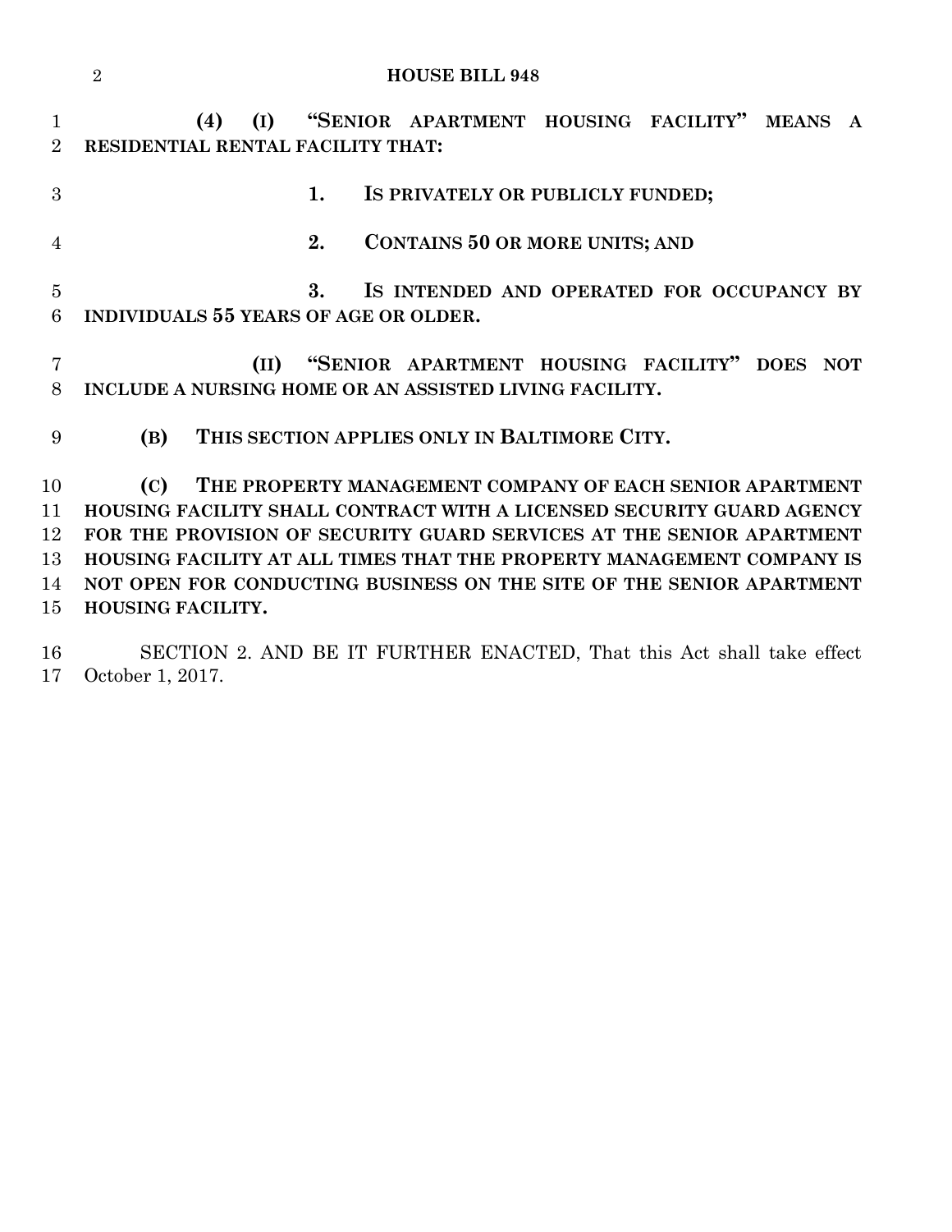**(4) (I) "SENIOR APARTMENT HOUSING FACILITY" MEANS A RESIDENTIAL RENTAL FACILITY THAT:**

**1. IS PRIVATELY OR PUBLICLY FUNDED;**

**2. CONTAINS 50 OR MORE UNITS; AND**

**3. IS INTENDED AND OPERATED FOR OCCUPANCY BY INDIVIDUALS 55 YEARS OF AGE OR OLDER.**

**(II) "SENIOR APARTMENT HOUSING FACILITY" DOES NOT INCLUDE A NURSING HOME OR AN ASSISTED LIVING FACILITY.**

**(B) THIS SECTION APPLIES ONLY IN BALTIMORE CITY.**

**(C) THE PROPERTY MANAGEMENT COMPANY OF EACH SENIOR APARTMENT HOUSING FACILITY SHALL CONTRACT WITH A LICENSED SECURITY GUARD AGENCY FOR THE PROVISION OF SECURITY GUARD SERVICES AT THE SENIOR APARTMENT HOUSING FACILITY AT ALL TIMES THAT THE PROPERTY MANAGEMENT COMPANY IS NOT OPEN FOR CONDUCTING BUSINESS ON THE SITE OF THE SENIOR APARTMENT HOUSING FACILITY.**

SECTION 2. AND BE IT FURTHER ENACTED, That this Act shall take effect October 1, 2017.